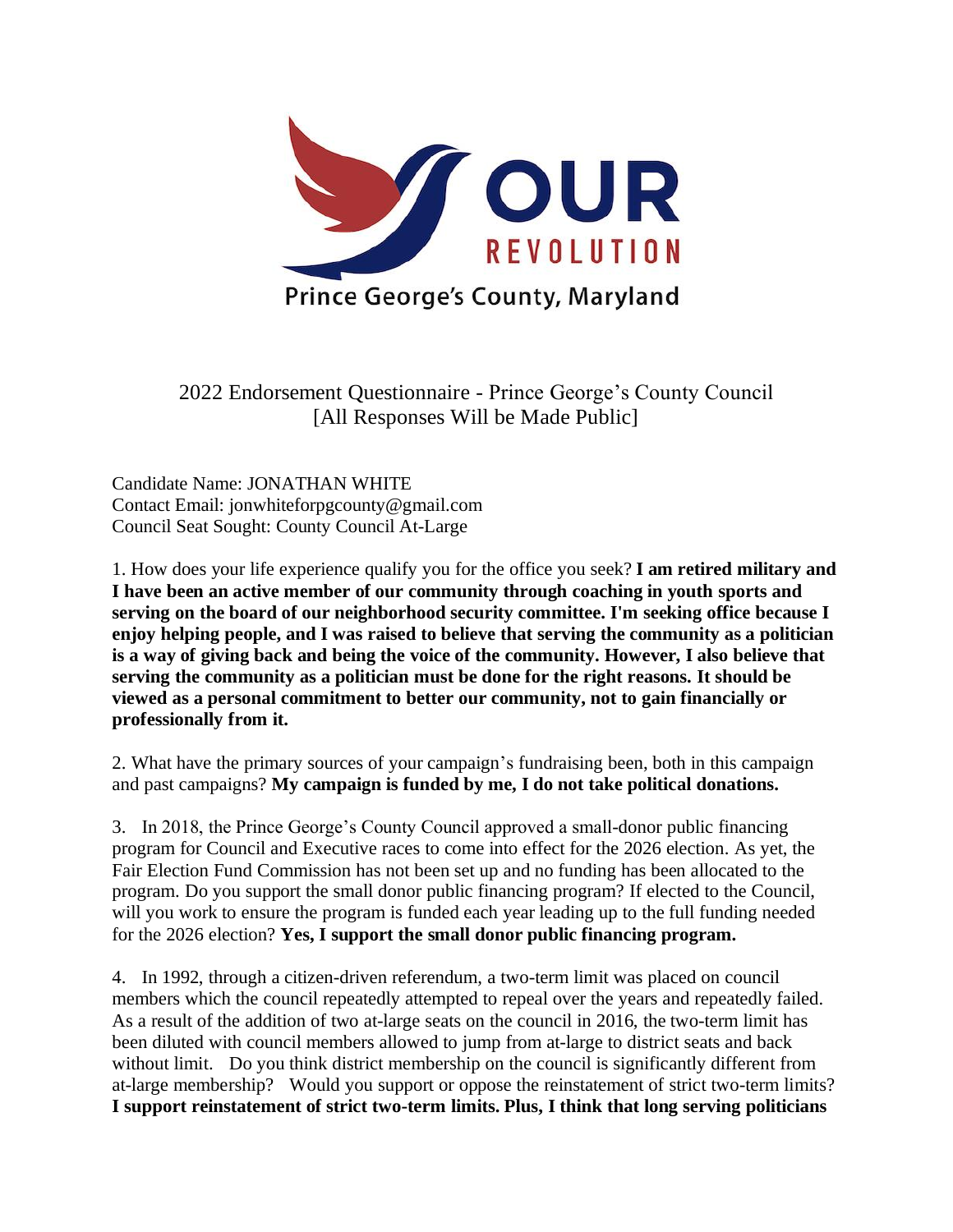OUR REVOLUTION

Prince George's County, Maryland

2022 Endorsement Questionnaire - Prince George's County Council
[All Responses Will be Made Public]

Candidate Name: JONATHAN WHITE
Contact Email: jonwhiteforpgcounty@gmail.com
Council Seat Sought: County Council At-Large

1. How does your life experience qualify you for the office you seek? **I am retired military and I have been an active member of our community through coaching in youth sports and serving on the board of our neighborhood security committee. I'm seeking office because I enjoy helping people, and I was raised to believe that serving the community as a politician is a way of giving back and being the voice of the community. However, I also believe that serving the community as a politician must be done for the right reasons. It should be viewed as a personal commitment to better our community, not to gain financially or professionally from it.**

2. What have the primary sources of your campaign's fundraising been, both in this campaign and past campaigns? **My campaign is funded by me, I do not take political donations.**

3. In 2018, the Prince George's County Council approved a small-donor public financing program for Council and Executive races to come into effect for the 2026 election. As yet, the Fair Election Fund Commission has not been set up and no funding has been allocated to the program. Do you support the small donor public financing program? If elected to the Council, will you work to ensure the program is funded each year leading up to the full funding needed for the 2026 election? **Yes, I support the small donor public financing program.**

4. In 1992, through a citizen-driven referendum, a two-term limit was placed on council members which the council repeatedly attempted to repeal over the years and repeatedly failed. As a result of the addition of two at-large seats on the council in 2016, the two-term limit has been diluted with council members allowed to jump from at-large to district seats and back without limit. Do you think district membership on the council is significantly different from at-large membership? Would you support or oppose the reinstatement of strict two-term limits? **I support reinstatement of strict two-term limits. Plus, I think that long serving politicians**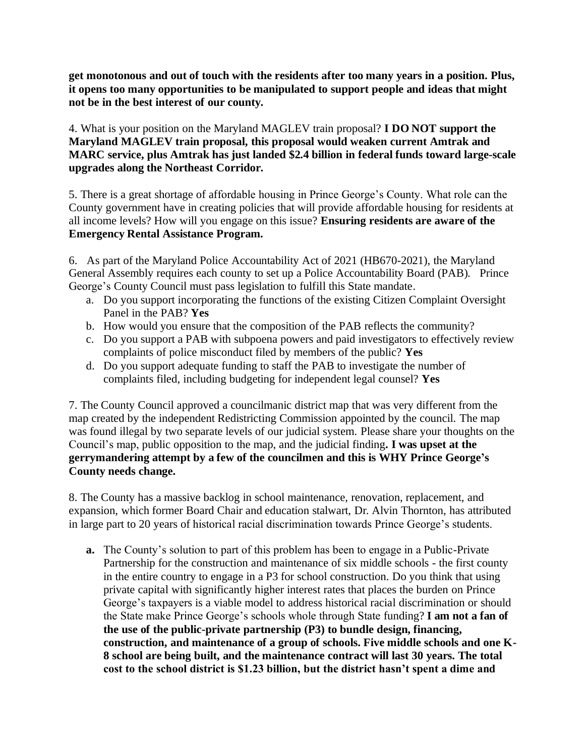**get monotonous and out of touch with the residents after too many years in a position. Plus, it opens too many opportunities to be manipulated to support people and ideas that might not be in the best interest of our county.**

4. What is your position on the Maryland MAGLEV train proposal? **I DO NOT support the Maryland MAGLEV train proposal, this proposal would weaken current Amtrak and MARC service, plus Amtrak has just landed $2.4 billion in federal funds toward large-scale upgrades along the Northeast Corridor.**

5. There is a great shortage of affordable housing in Prince George's County. What role can the County government have in creating policies that will provide affordable housing for residents at all income levels? How will you engage on this issue? **Ensuring residents are aware of the Emergency Rental Assistance Program.**

6. As part of the Maryland Police Accountability Act of 2021 (HB670-2021), the Maryland General Assembly requires each county to set up a Police Accountability Board (PAB). Prince George's County Council must pass legislation to fulfill this State mandate.

   a. Do you support incorporating the functions of the existing Citizen Complaint Oversight Panel in the PAB? **Yes**
   b. How would you ensure that the composition of the PAB reflects the community?
   c. Do you support a PAB with subpoena powers and paid investigators to effectively review complaints of police misconduct filed by members of the public? **Yes**
   d. Do you support adequate funding to staff the PAB to investigate the number of complaints filed, including budgeting for independent legal counsel? **Yes**

7. The County Council approved a councilmanic district map that was very different from the map created by the independent Redistricting Commission appointed by the council. The map was found illegal by two separate levels of our judicial system. Please share your thoughts on the Council's map, public opposition to the map, and the judicial finding**. I was upset at the gerrymandering attempt by a few of the councilmen and this is WHY Prince George's County needs change.**

8. The County has a massive backlog in school maintenance, renovation, replacement, and expansion, which former Board Chair and education stalwart, Dr. Alvin Thornton, has attributed in large part to 20 years of historical racial discrimination towards Prince George's students.

   **a.** The County's solution to part of this problem has been to engage in a Public-Private Partnership for the construction and maintenance of six middle schools - the first county in the entire country to engage in a P3 for school construction. Do you think that using private capital with significantly higher interest rates that places the burden on Prince George's taxpayers is a viable model to address historical racial discrimination or should the State make Prince George's schools whole through State funding? **I am not a fan of the use of the public-private partnership (P3) to bundle design, financing, construction, and maintenance of a group of schools. Five middle schools and one K-8 school are being built, and the maintenance contract will last 30 years. The total cost to the school district is $1.23 billion, but the district hasn't spent a dime and**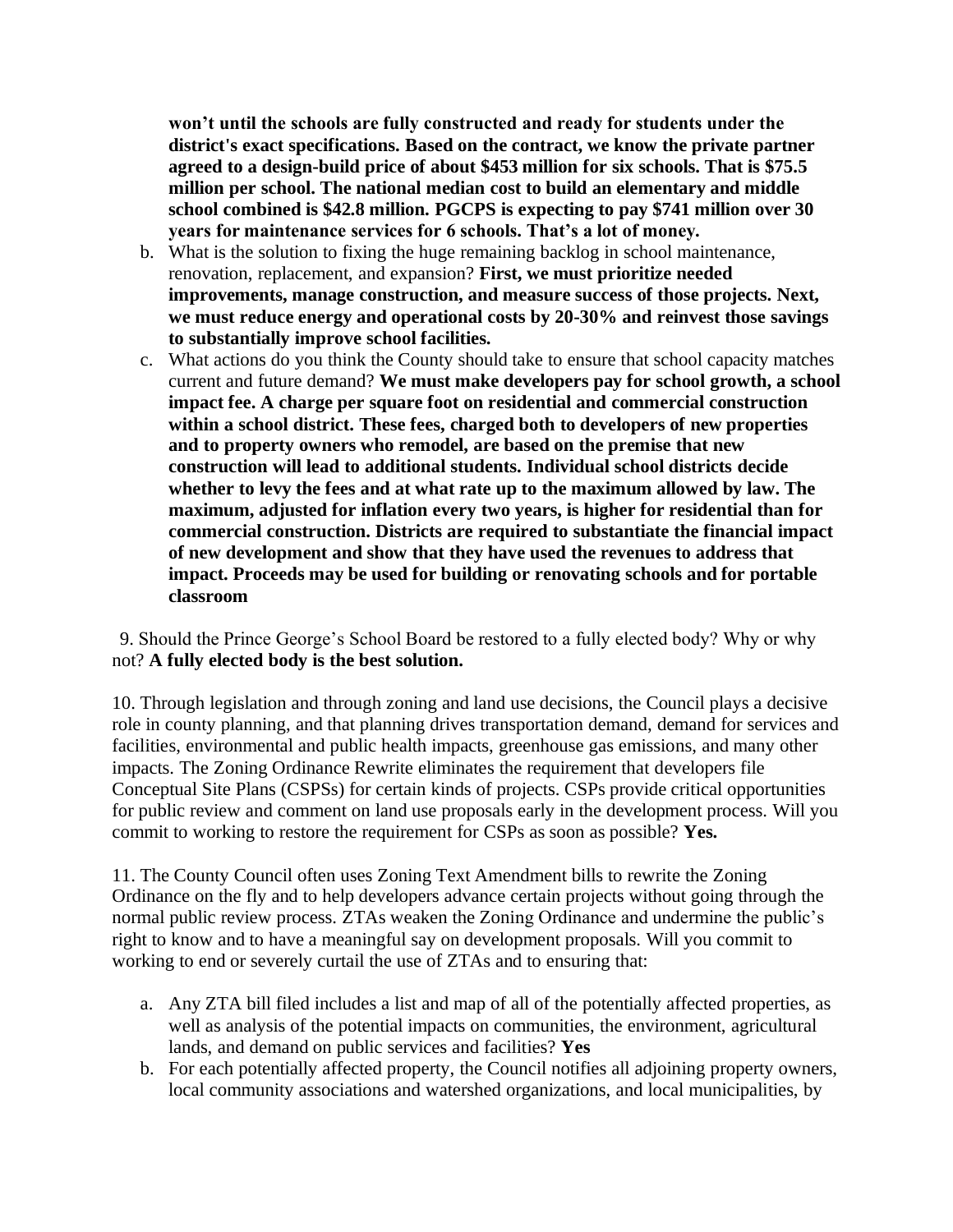**won't until the schools are fully constructed and ready for students under the district's exact specifications. Based on the contract, we know the private partner agreed to a design-build price of about $453 million for six schools. That is $75.5 million per school. The national median cost to build an elementary and middle school combined is $42.8 million. PGCPS is expecting to pay $741 million over 30 years for maintenance services for 6 schools. That's a lot of money.**

b. What is the solution to fixing the huge remaining backlog in school maintenance, renovation, replacement, and expansion? **First, we must prioritize needed improvements, manage construction, and measure success of those projects. Next, we must reduce energy and operational costs by 20-30% and reinvest those savings to substantially improve school facilities.**

c. What actions do you think the County should take to ensure that school capacity matches current and future demand? **We must make developers pay for school growth, a school impact fee. A charge per square foot on residential and commercial construction within a school district. These fees, charged both to developers of new properties and to property owners who remodel, are based on the premise that new construction will lead to additional students. Individual school districts decide whether to levy the fees and at what rate up to the maximum allowed by law. The maximum, adjusted for inflation every two years, is higher for residential than for commercial construction. Districts are required to substantiate the financial impact of new development and show that they have used the revenues to address that impact. Proceeds may be used for building or renovating schools and for portable classroom**

9. Should the Prince George's School Board be restored to a fully elected body? Why or why not? **A fully elected body is the best solution.**

10. Through legislation and through zoning and land use decisions, the Council plays a decisive role in county planning, and that planning drives transportation demand, demand for services and facilities, environmental and public health impacts, greenhouse gas emissions, and many other impacts. The Zoning Ordinance Rewrite eliminates the requirement that developers file Conceptual Site Plans (CSPSs) for certain kinds of projects. CSPs provide critical opportunities for public review and comment on land use proposals early in the development process. Will you commit to working to restore the requirement for CSPs as soon as possible? **Yes.**

11. The County Council often uses Zoning Text Amendment bills to rewrite the Zoning Ordinance on the fly and to help developers advance certain projects without going through the normal public review process. ZTAs weaken the Zoning Ordinance and undermine the public's right to know and to have a meaningful say on development proposals. Will you commit to working to end or severely curtail the use of ZTAs and to ensuring that:

a. Any ZTA bill filed includes a list and map of all of the potentially affected properties, as well as analysis of the potential impacts on communities, the environment, agricultural lands, and demand on public services and facilities? **Yes**

b. For each potentially affected property, the Council notifies all adjoining property owners, local community associations and watershed organizations, and local municipalities, by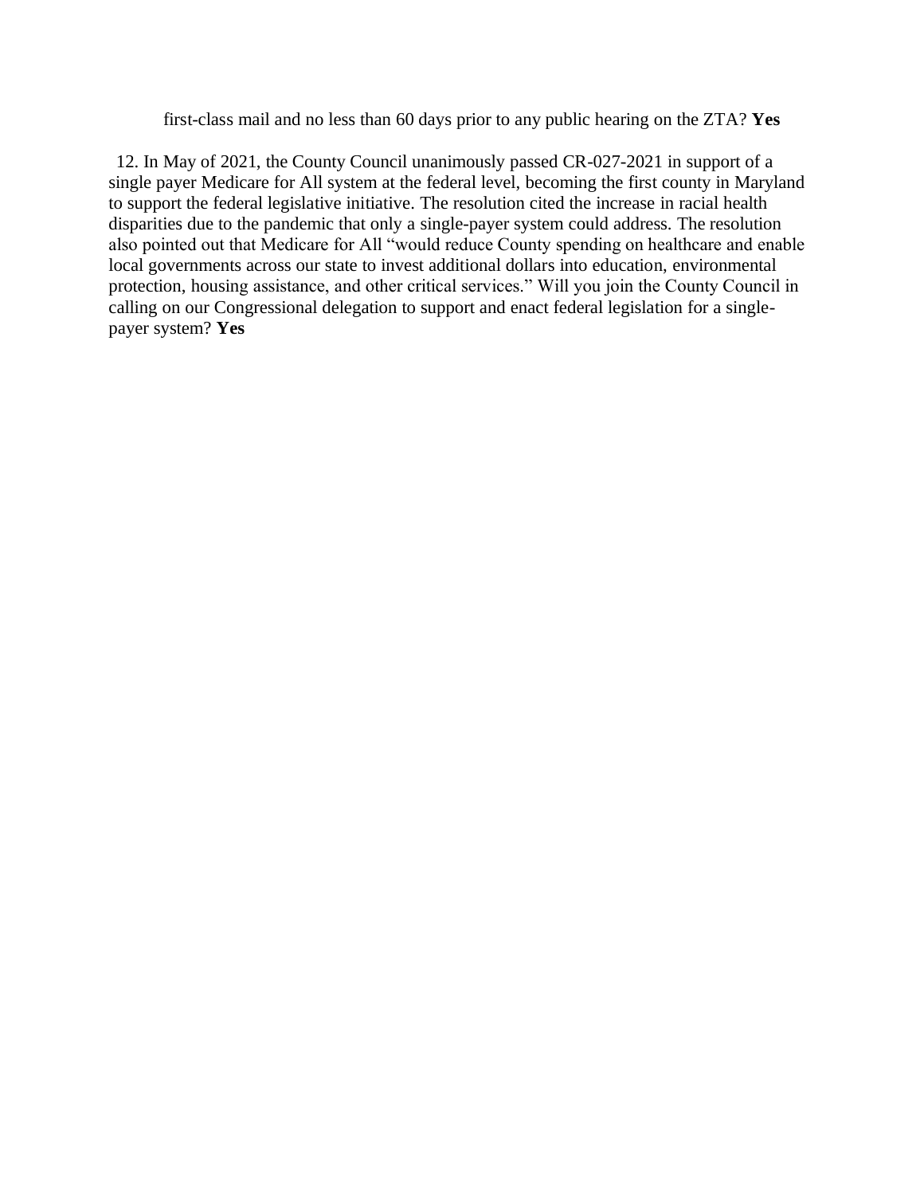first-class mail and no less than 60 days prior to any public hearing on the ZTA? **Yes**

12. In May of 2021, the County Council unanimously passed CR-027-2021 in support of a single payer Medicare for All system at the federal level, becoming the first county in Maryland to support the federal legislative initiative. The resolution cited the increase in racial health disparities due to the pandemic that only a single-payer system could address. The resolution also pointed out that Medicare for All "would reduce County spending on healthcare and enable local governments across our state to invest additional dollars into education, environmental protection, housing assistance, and other critical services." Will you join the County Council in calling on our Congressional delegation to support and enact federal legislation for a single-payer system? **Yes**